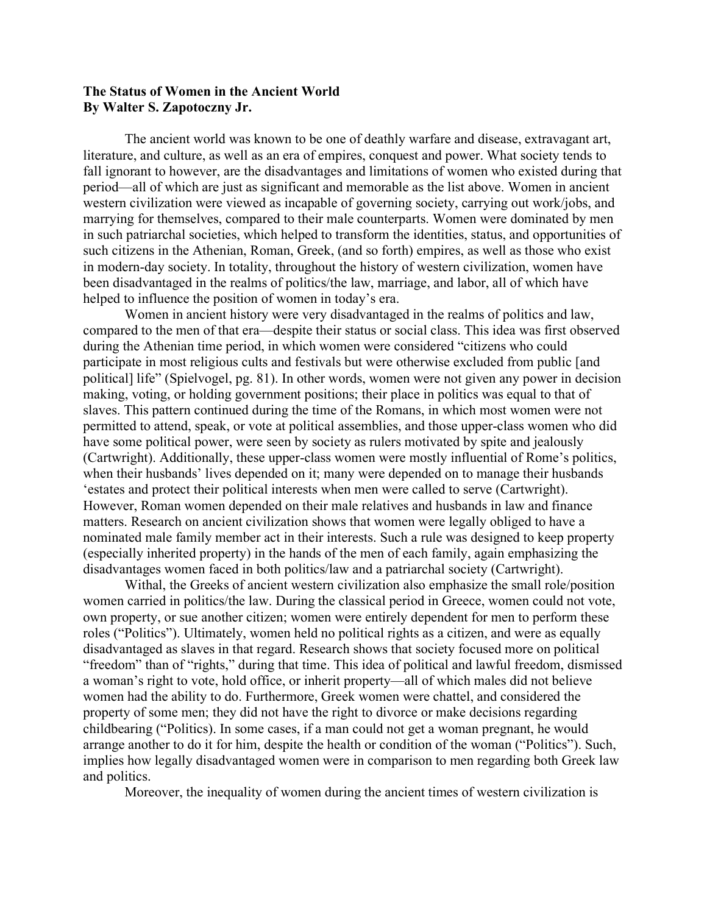**The Status of Women in the Ancient World**
**By Walter S. Zapotoczny Jr.**

The ancient world was known to be one of deathly warfare and disease, extravagant art, literature, and culture, as well as an era of empires, conquest and power. What society tends to fall ignorant to however, are the disadvantages and limitations of women who existed during that period—all of which are just as significant and memorable as the list above. Women in ancient western civilization were viewed as incapable of governing society, carrying out work/jobs, and marrying for themselves, compared to their male counterparts. Women were dominated by men in such patriarchal societies, which helped to transform the identities, status, and opportunities of such citizens in the Athenian, Roman, Greek, (and so forth) empires, as well as those who exist in modern-day society. In totality, throughout the history of western civilization, women have been disadvantaged in the realms of politics/the law, marriage, and labor, all of which have helped to influence the position of women in today's era.

Women in ancient history were very disadvantaged in the realms of politics and law, compared to the men of that era—despite their status or social class. This idea was first observed during the Athenian time period, in which women were considered "citizens who could participate in most religious cults and festivals but were otherwise excluded from public [and political] life" (Spielvogel, pg. 81). In other words, women were not given any power in decision making, voting, or holding government positions; their place in politics was equal to that of slaves. This pattern continued during the time of the Romans, in which most women were not permitted to attend, speak, or vote at political assemblies, and those upper-class women who did have some political power, were seen by society as rulers motivated by spite and jealously (Cartwright). Additionally, these upper-class women were mostly influential of Rome's politics, when their husbands' lives depended on it; many were depended on to manage their husbands 'estates and protect their political interests when men were called to serve (Cartwright). However, Roman women depended on their male relatives and husbands in law and finance matters. Research on ancient civilization shows that women were legally obliged to have a nominated male family member act in their interests. Such a rule was designed to keep property (especially inherited property) in the hands of the men of each family, again emphasizing the disadvantages women faced in both politics/law and a patriarchal society (Cartwright).

Withal, the Greeks of ancient western civilization also emphasize the small role/position women carried in politics/the law. During the classical period in Greece, women could not vote, own property, or sue another citizen; women were entirely dependent for men to perform these roles ("Politics"). Ultimately, women held no political rights as a citizen, and were as equally disadvantaged as slaves in that regard. Research shows that society focused more on political "freedom" than of "rights," during that time. This idea of political and lawful freedom, dismissed a woman's right to vote, hold office, or inherit property—all of which males did not believe women had the ability to do. Furthermore, Greek women were chattel, and considered the property of some men; they did not have the right to divorce or make decisions regarding childbearing ("Politics). In some cases, if a man could not get a woman pregnant, he would arrange another to do it for him, despite the health or condition of the woman ("Politics"). Such, implies how legally disadvantaged women were in comparison to men regarding both Greek law and politics.

Moreover, the inequality of women during the ancient times of western civilization is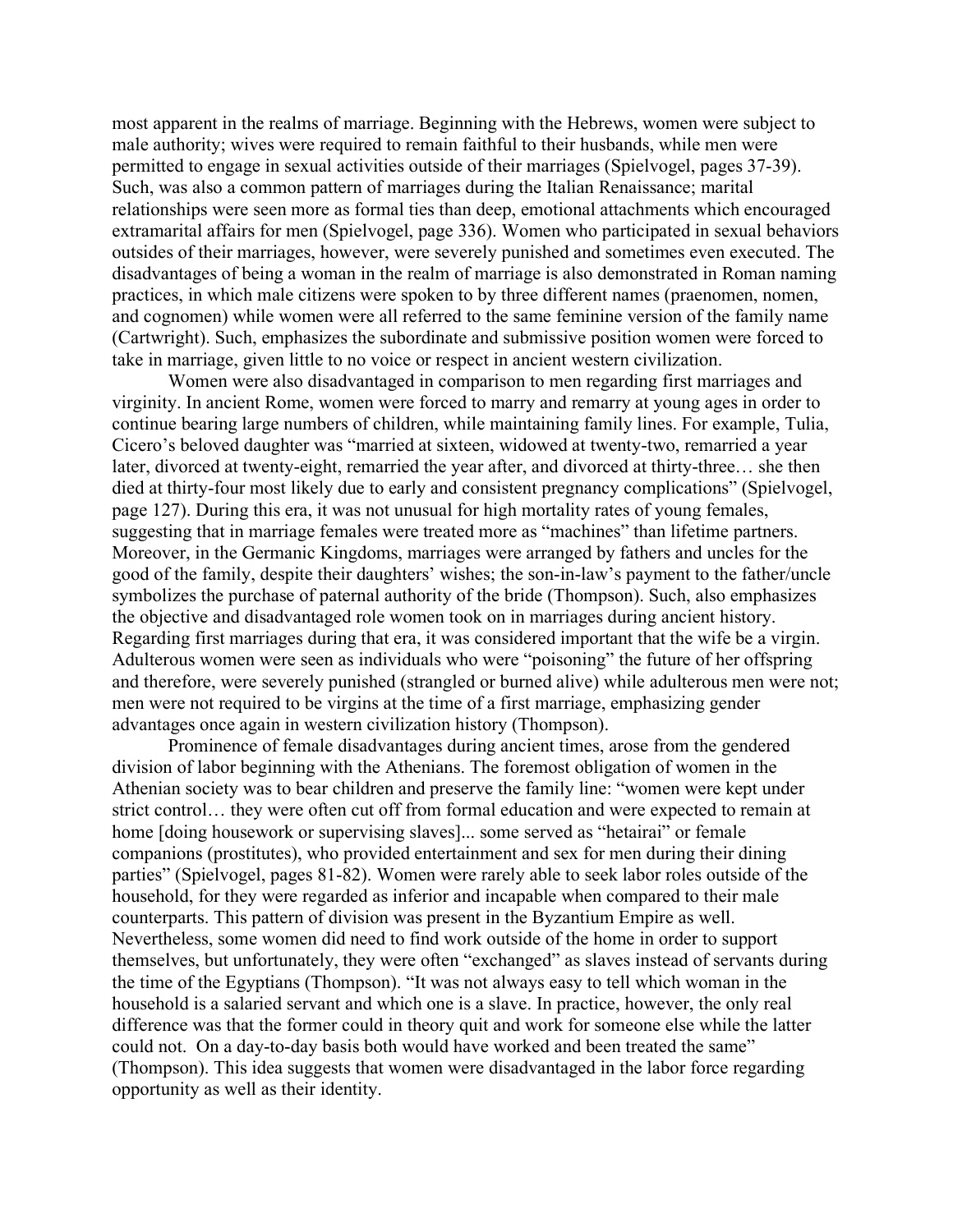most apparent in the realms of marriage. Beginning with the Hebrews, women were subject to male authority; wives were required to remain faithful to their husbands, while men were permitted to engage in sexual activities outside of their marriages (Spielvogel, pages 37-39). Such, was also a common pattern of marriages during the Italian Renaissance; marital relationships were seen more as formal ties than deep, emotional attachments which encouraged extramarital affairs for men (Spielvogel, page 336). Women who participated in sexual behaviors outsides of their marriages, however, were severely punished and sometimes even executed. The disadvantages of being a woman in the realm of marriage is also demonstrated in Roman naming practices, in which male citizens were spoken to by three different names (praenomen, nomen, and cognomen) while women were all referred to the same feminine version of the family name (Cartwright). Such, emphasizes the subordinate and submissive position women were forced to take in marriage, given little to no voice or respect in ancient western civilization.

Women were also disadvantaged in comparison to men regarding first marriages and virginity. In ancient Rome, women were forced to marry and remarry at young ages in order to continue bearing large numbers of children, while maintaining family lines. For example, Tulia, Cicero's beloved daughter was "married at sixteen, widowed at twenty-two, remarried a year later, divorced at twenty-eight, remarried the year after, and divorced at thirty-three… she then died at thirty-four most likely due to early and consistent pregnancy complications" (Spielvogel, page 127). During this era, it was not unusual for high mortality rates of young females, suggesting that in marriage females were treated more as "machines" than lifetime partners. Moreover, in the Germanic Kingdoms, marriages were arranged by fathers and uncles for the good of the family, despite their daughters' wishes; the son-in-law's payment to the father/uncle symbolizes the purchase of paternal authority of the bride (Thompson). Such, also emphasizes the objective and disadvantaged role women took on in marriages during ancient history. Regarding first marriages during that era, it was considered important that the wife be a virgin. Adulterous women were seen as individuals who were "poisoning" the future of her offspring and therefore, were severely punished (strangled or burned alive) while adulterous men were not; men were not required to be virgins at the time of a first marriage, emphasizing gender advantages once again in western civilization history (Thompson).

Prominence of female disadvantages during ancient times, arose from the gendered division of labor beginning with the Athenians. The foremost obligation of women in the Athenian society was to bear children and preserve the family line: "women were kept under strict control… they were often cut off from formal education and were expected to remain at home [doing housework or supervising slaves]... some served as "hetairai" or female companions (prostitutes), who provided entertainment and sex for men during their dining parties" (Spielvogel, pages 81-82). Women were rarely able to seek labor roles outside of the household, for they were regarded as inferior and incapable when compared to their male counterparts. This pattern of division was present in the Byzantium Empire as well. Nevertheless, some women did need to find work outside of the home in order to support themselves, but unfortunately, they were often "exchanged" as slaves instead of servants during the time of the Egyptians (Thompson). "It was not always easy to tell which woman in the household is a salaried servant and which one is a slave. In practice, however, the only real difference was that the former could in theory quit and work for someone else while the latter could not. On a day-to-day basis both would have worked and been treated the same" (Thompson). This idea suggests that women were disadvantaged in the labor force regarding opportunity as well as their identity.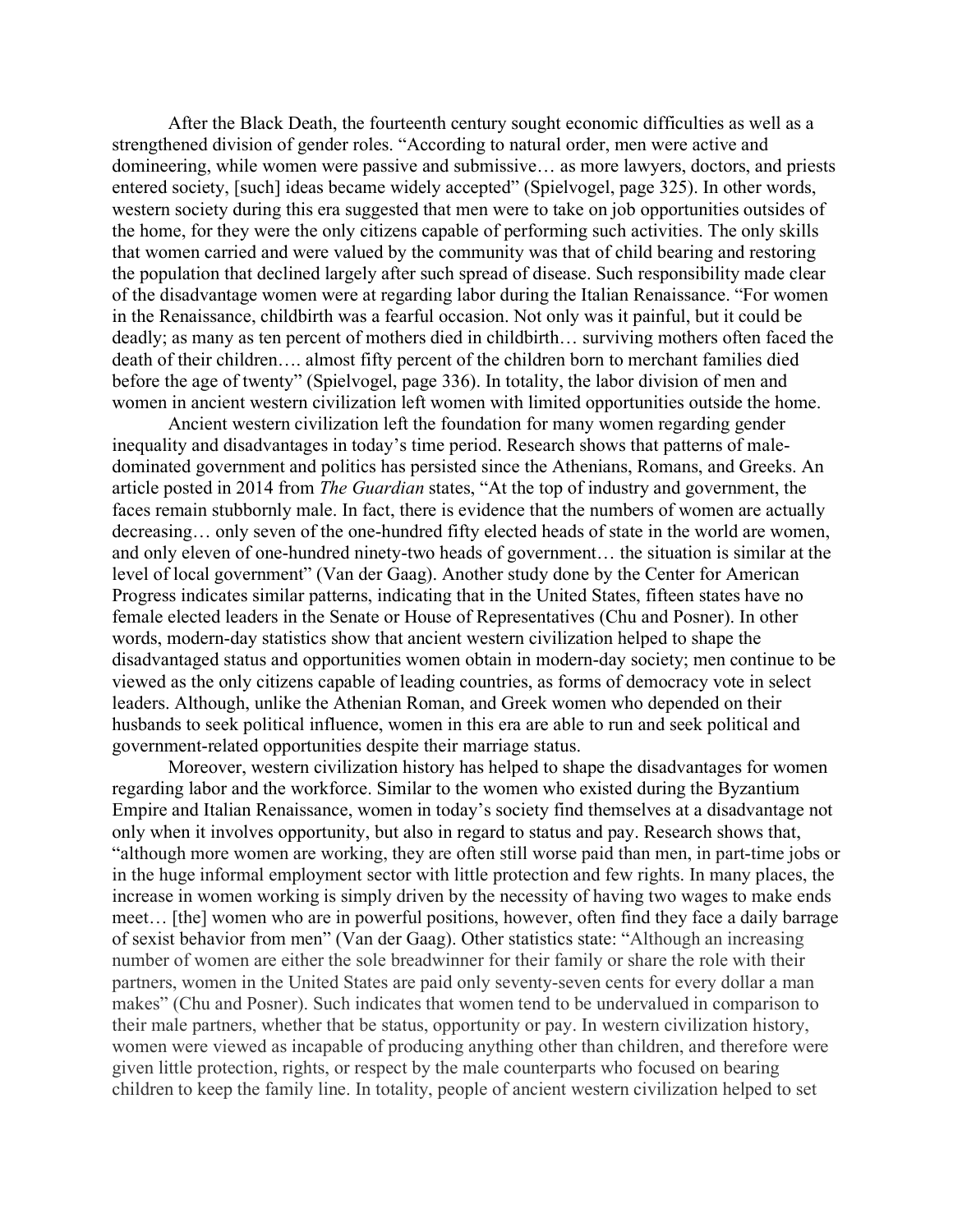After the Black Death, the fourteenth century sought economic difficulties as well as a strengthened division of gender roles. "According to natural order, men were active and domineering, while women were passive and submissive… as more lawyers, doctors, and priests entered society, [such] ideas became widely accepted" (Spielvogel, page 325). In other words, western society during this era suggested that men were to take on job opportunities outsides of the home, for they were the only citizens capable of performing such activities. The only skills that women carried and were valued by the community was that of child bearing and restoring the population that declined largely after such spread of disease. Such responsibility made clear of the disadvantage women were at regarding labor during the Italian Renaissance. "For women in the Renaissance, childbirth was a fearful occasion. Not only was it painful, but it could be deadly; as many as ten percent of mothers died in childbirth… surviving mothers often faced the death of their children…. almost fifty percent of the children born to merchant families died before the age of twenty" (Spielvogel, page 336). In totality, the labor division of men and women in ancient western civilization left women with limited opportunities outside the home.

Ancient western civilization left the foundation for many women regarding gender inequality and disadvantages in today's time period. Research shows that patterns of male-dominated government and politics has persisted since the Athenians, Romans, and Greeks. An article posted in 2014 from *The Guardian* states, "At the top of industry and government, the faces remain stubbornly male. In fact, there is evidence that the numbers of women are actually decreasing… only seven of the one-hundred fifty elected heads of state in the world are women, and only eleven of one-hundred ninety-two heads of government… the situation is similar at the level of local government" (Van der Gaag). Another study done by the Center for American Progress indicates similar patterns, indicating that in the United States, fifteen states have no female elected leaders in the Senate or House of Representatives (Chu and Posner). In other words, modern-day statistics show that ancient western civilization helped to shape the disadvantaged status and opportunities women obtain in modern-day society; men continue to be viewed as the only citizens capable of leading countries, as forms of democracy vote in select leaders. Although, unlike the Athenian Roman, and Greek women who depended on their husbands to seek political influence, women in this era are able to run and seek political and government-related opportunities despite their marriage status.

Moreover, western civilization history has helped to shape the disadvantages for women regarding labor and the workforce. Similar to the women who existed during the Byzantium Empire and Italian Renaissance, women in today's society find themselves at a disadvantage not only when it involves opportunity, but also in regard to status and pay. Research shows that, "although more women are working, they are often still worse paid than men, in part-time jobs or in the huge informal employment sector with little protection and few rights. In many places, the increase in women working is simply driven by the necessity of having two wages to make ends meet… [the] women who are in powerful positions, however, often find they face a daily barrage of sexist behavior from men" (Van der Gaag). Other statistics state: "Although an increasing number of women are either the sole breadwinner for their family or share the role with their partners, women in the United States are paid only seventy-seven cents for every dollar a man makes" (Chu and Posner). Such indicates that women tend to be undervalued in comparison to their male partners, whether that be status, opportunity or pay. In western civilization history, women were viewed as incapable of producing anything other than children, and therefore were given little protection, rights, or respect by the male counterparts who focused on bearing children to keep the family line. In totality, people of ancient western civilization helped to set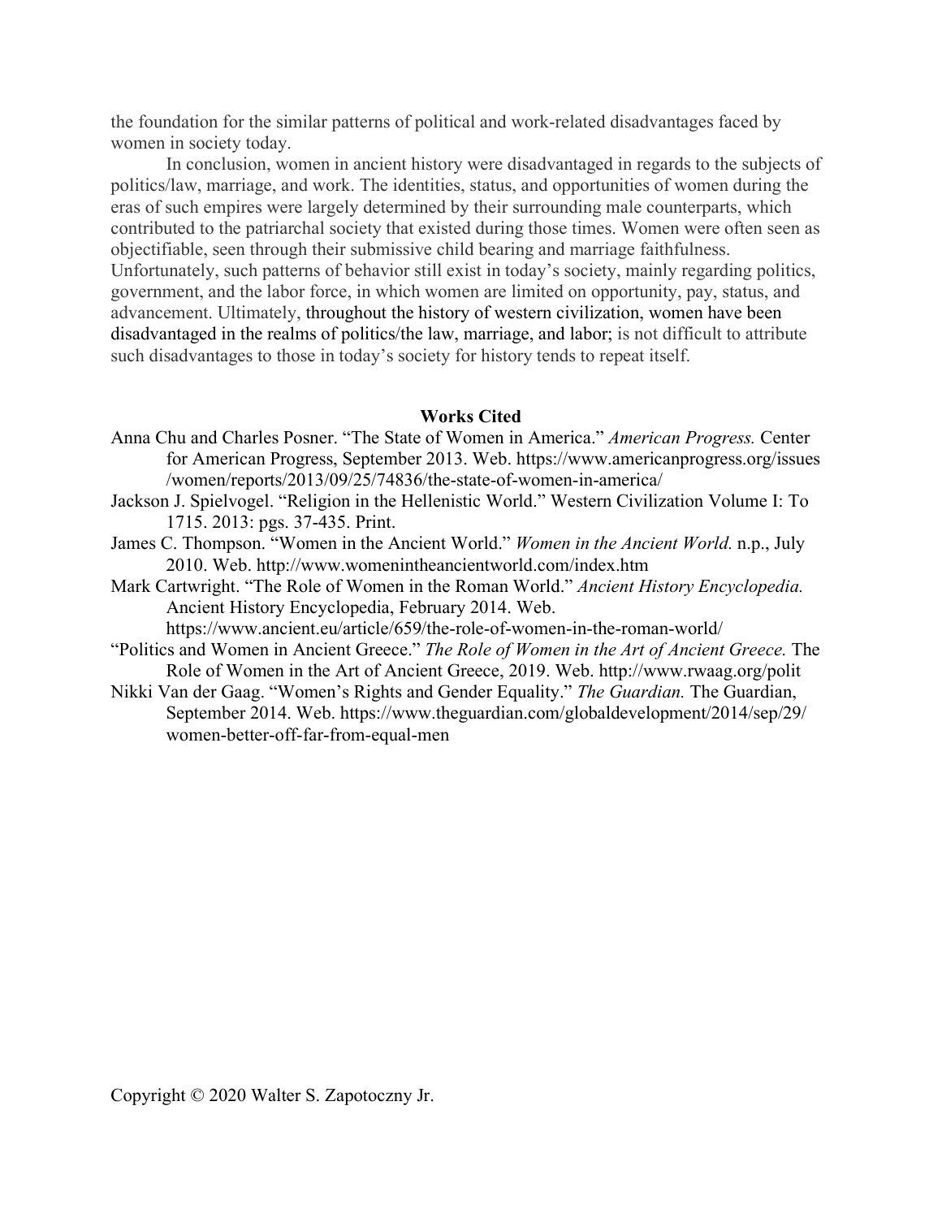the foundation for the similar patterns of political and work-related disadvantages faced by women in society today.

In conclusion, women in ancient history were disadvantaged in regards to the subjects of politics/law, marriage, and work. The identities, status, and opportunities of women during the eras of such empires were largely determined by their surrounding male counterparts, which contributed to the patriarchal society that existed during those times. Women were often seen as objectifiable, seen through their submissive child bearing and marriage faithfulness. Unfortunately, such patterns of behavior still exist in today's society, mainly regarding politics, government, and the labor force, in which women are limited on opportunity, pay, status, and advancement. Ultimately, throughout the history of western civilization, women have been disadvantaged in the realms of politics/the law, marriage, and labor; is not difficult to attribute such disadvantages to those in today's society for history tends to repeat itself.

**Works Cited**

Anna Chu and Charles Posner. "The State of Women in America." *American Progress.* Center for American Progress, September 2013. Web. https://www.americanprogress.org/issues/women/reports/2013/09/25/74836/the-state-of-women-in-america/

Jackson J. Spielvogel. "Religion in the Hellenistic World." Western Civilization Volume I: To 1715. 2013: pgs. 37-435. Print.

James C. Thompson. "Women in the Ancient World." *Women in the Ancient World.* n.p., July 2010. Web. http://www.womenintheancientworld.com/index.htm

Mark Cartwright. "The Role of Women in the Roman World." *Ancient History Encyclopedia.* Ancient History Encyclopedia, February 2014. Web. https://www.ancient.eu/article/659/the-role-of-women-in-the-roman-world/

"Politics and Women in Ancient Greece." *The Role of Women in the Art of Ancient Greece.* The Role of Women in the Art of Ancient Greece, 2019. Web. http://www.rwaag.org/polit

Nikki Van der Gaag. "Women's Rights and Gender Equality." *The Guardian.* The Guardian, September 2014. Web. https://www.theguardian.com/globaldevelopment/2014/sep/29/women-better-off-far-from-equal-men

Copyright © 2020 Walter S. Zapotoczny Jr.